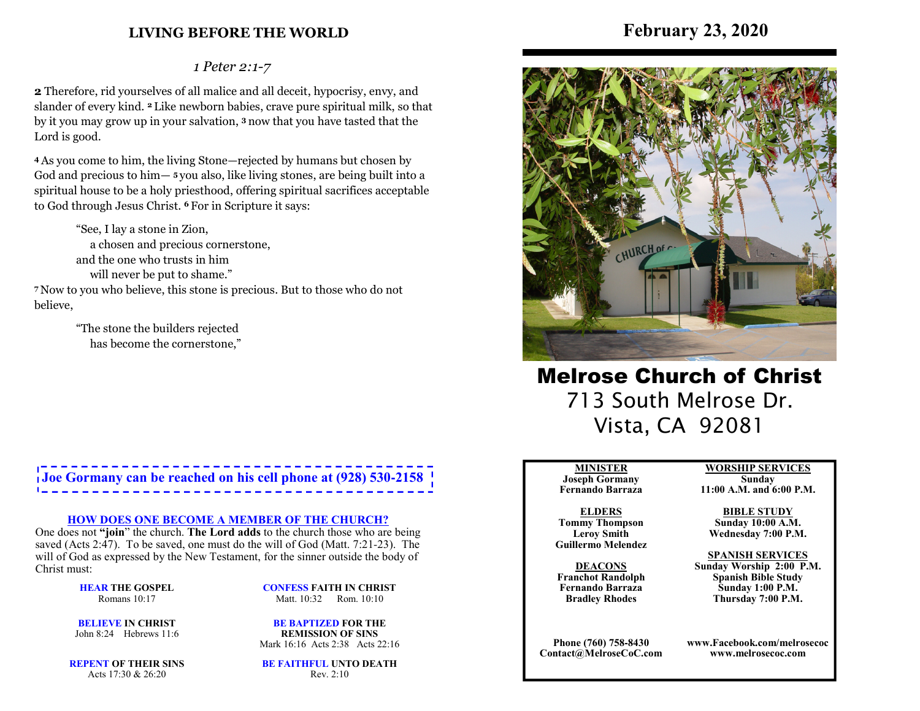## LIVING BEFORE THE WORLD

*1 Peter 2:1-7*

**2** Therefore, rid yourselves of all malice and all deceit, hypocrisy, envy, and slander of every kind. **2** Like newborn babies, crave pure spiritual milk, so that by it you may grow up in your salvation, **3** now that you have tasted that the Lord is good.

**4** As you come to him, the living Stone—rejected by humans but chosen by God and precious to him— **5** you also, like living stones, are being built into a spiritual house to be a holy priesthood, offering spiritual sacrifices acceptable to God through Jesus Christ. **6** For in Scripture it says:

> "See, I lay a stone in Zion,
> a chosen and precious cornerstone,
> and the one who trusts in him
> will never be put to shame."

**7** Now to you who believe, this stone is precious. But to those who do not believe,

> "The stone the builders rejected
> has become the cornerstone,"

**Joe Gormany can be reached on his cell phone at (928) 530-2158**

### HOW DOES ONE BECOME A MEMBER OF THE CHURCH?

One does not **"join"** the church. **The Lord adds** to the church those who are being saved (Acts 2:47). To be saved, one must do the will of God (Matt. 7:21-23). The will of God as expressed by the New Testament, for the sinner outside the body of Christ must:

**HEAR THE GOSPEL**
Romans 10:17

**BELIEVE IN CHRIST**
John 8:24 Hebrews 11:6

**REPENT OF THEIR SINS**
Acts 17:30 & 26:20

**CONFESS FAITH IN CHRIST**
Matt. 10:32 Rom. 10:10

**BE BAPTIZED FOR THE REMISSION OF SINS**
Mark 16:16 Acts 2:38 Acts 22:16

**BE FAITHFUL UNTO DEATH**
Rev. 2:10

# February 23, 2020

# Melrose Church of Christ

713 South Melrose Dr.
Vista, CA 92081

**MINISTER**
Joseph Gormany
Fernando Barraza

**ELDERS**
Tommy Thompson
Leroy Smith
Guillermo Melendez

**DEACONS**
Franchot Randolph
Fernando Barraza
Bradley Rhodes

**WORSHIP SERVICES**
Sunday
11:00 A.M. and 6:00 P.M.

**BIBLE STUDY**
Sunday 10:00 A.M.
Wednesday 7:00 P.M.

**SPANISH SERVICES**
Sunday Worship 2:00 P.M.
Spanish Bible Study
Sunday 1:00 P.M.
Thursday 7:00 P.M.

Phone (760) 758-8430
Contact@MelroseCoC.com

www.Facebook.com/melrosecoc
www.melrosecoc.com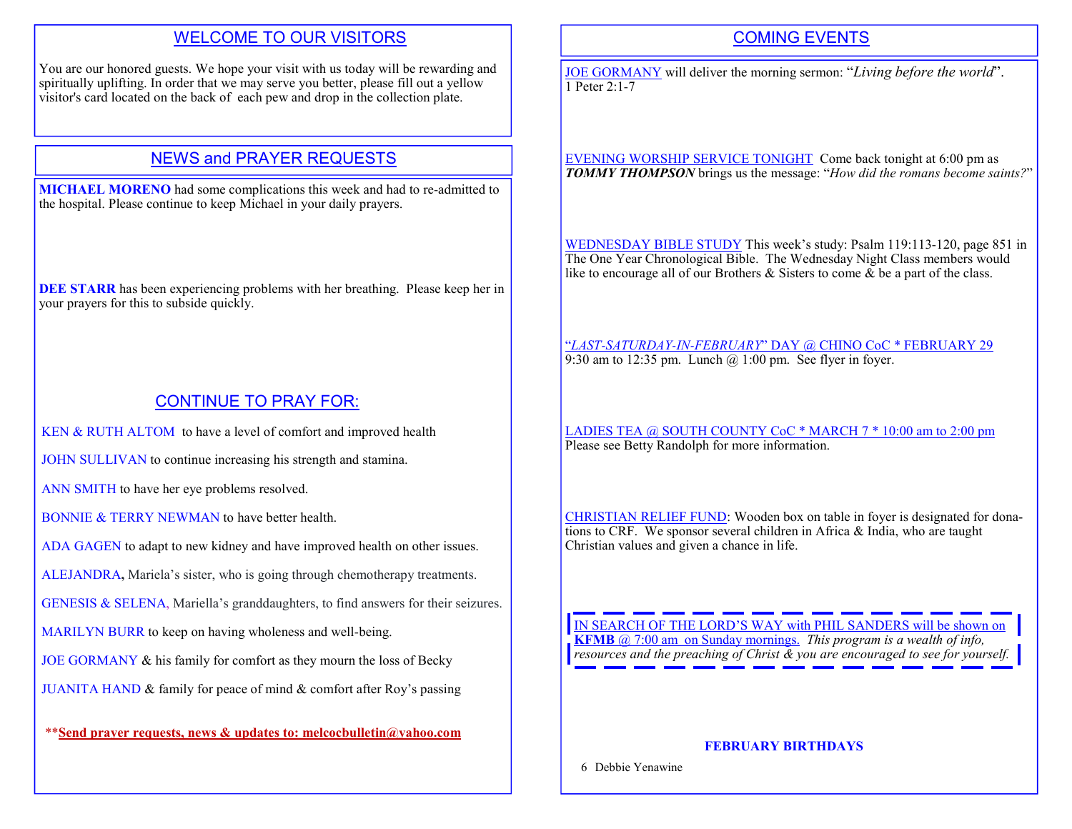## WELCOME TO OUR VISITORS

You are our honored guests. We hope your visit with us today will be rewarding and spiritually uplifting. In order that we may serve you better, please fill out a yellow visitor's card located on the back of each pew and drop in the collection plate.

## NEWS and PRAYER REQUESTS

**MICHAEL MORENO** had some complications this week and had to re-admitted to the hospital. Please continue to keep Michael in your daily prayers.

**DEE STARR** has been experiencing problems with her breathing. Please keep her in your prayers for this to subside quickly.

## CONTINUE TO PRAY FOR:

KEN & RUTH ALTOM to have a level of comfort and improved health

JOHN SULLIVAN to continue increasing his strength and stamina.

ANN SMITH to have her eye problems resolved.

BONNIE & TERRY NEWMAN to have better health.

ADA GAGEN to adapt to new kidney and have improved health on other issues.

ALEJANDRA**,** Mariela's sister, who is going through chemotherapy treatments.

GENESIS & SELENA, Mariella's granddaughters, to find answers for their seizures.

MARILYN BURR to keep on having wholeness and well-being.

JOE GORMANY & his family for comfort as they mourn the loss of Becky

JUANITA HAND & family for peace of mind & comfort after Roy's passing

****Send prayer requests, news & updates to: melcocbulletin@yahoo.com**

## COMING EVENTS

JOE GORMANY will deliver the morning sermon: "*Living before the world*". 1 Peter 2:1-7

EVENING WORSHIP SERVICE TONIGHT Come back tonight at 6:00 pm as ***TOMMY THOMPSON*** brings us the message: "*How did the romans become saints?*"

WEDNESDAY BIBLE STUDY This week's study: Psalm 119:113-120, page 851 in The One Year Chronological Bible. The Wednesday Night Class members would like to encourage all of our Brothers & Sisters to come & be a part of the class.

"*LAST-SATURDAY-IN-FEBRUARY*" DAY @ CHINO CoC * FEBRUARY 29
9:30 am to 12:35 pm. Lunch @ 1:00 pm. See flyer in foyer.

LADIES TEA @ SOUTH COUNTY CoC * MARCH 7 * 10:00 am to 2:00 pm
Please see Betty Randolph for more information.

CHRISTIAN RELIEF FUND: Wooden box on table in foyer is designated for donations to CRF. We sponsor several children in Africa & India, who are taught Christian values and given a chance in life.

IN SEARCH OF THE LORD'S WAY with PHIL SANDERS will be shown on **KFMB** @ 7:00 am on Sunday mornings. *This program is a wealth of info, resources and the preaching of Christ & you are encouraged to see for yourself.*

**FEBRUARY BIRTHDAYS**

6 Debbie Yenawine